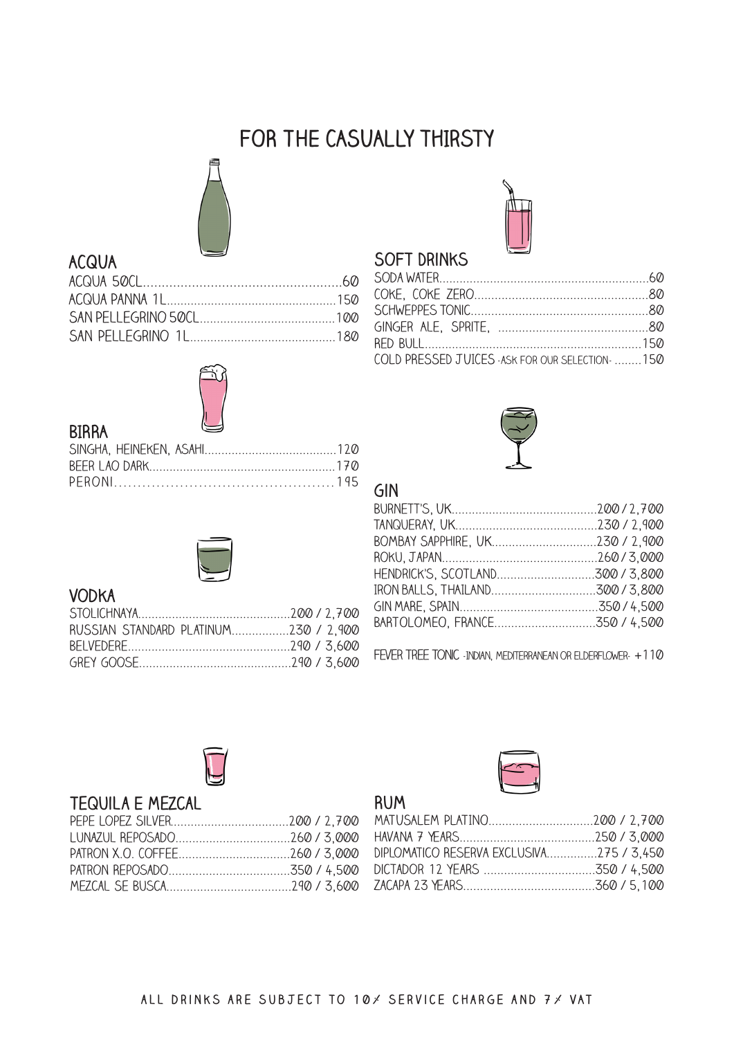# FOR THE CASUALLY THIRSTY

## ACQUA

ACQUA 50CL......60
ACQUA PANNA 1L......150
SAN PELLEGRINO 50CL......100
SAN PELLEGRINO 1L......180

## BIRRA

SINGHA, HEINEKEN, ASAHI......120
BEER LAO DARK......170
PERONI......195

## VODKA

STOLICHNAYA......200 / 2,700
RUSSIAN STANDARD PLATINUM......230 / 2,900
BELVEDERE......290 / 3,600
GREY GOOSE......290 / 3,600

## SOFT DRINKS

SODA WATER......60
COKE, COKE ZERO......80
SCHWEPPES TONIC......80
GINGER ALE, SPRITE, ......80
RED BULL......150
COLD PRESSED JUICES -ASK FOR OUR SELECTION- ......150

## GIN

BURNETT'S, UK......200 / 2,700
TANQUERAY, UK......230 / 2,900
BOMBAY SAPPHIRE, UK......230 / 2,900
ROKU, JAPAN......260 / 3,000
HENDRICK'S, SCOTLAND......300 / 3,800
IRON BALLS, THAILAND......300 / 3,800
GIN MARE, SPAIN......350 / 4,500
BARTOLOMEO, FRANCE......350 / 4,500

FEVER TREE TONIC -INDIAN, MEDITERRANEAN OR ELDERFLOWER- +110

## TEQUILA E MEZCAL

PEPE LOPEZ SILVER......200 / 2,700
LUNAZUL REPOSADO......260 / 3,000
PATRON X.O. COFFEE......260 / 3,000
PATRON REPOSADO......350 / 4,500
MEZCAL SE BUSCA......290 / 3,600

## RUM

MATUSALEM PLATINO......200 / 2,700
HAVANA 7 YEARS......250 / 3,000
DIPLOMATICO RESERVA EXCLUSIVA......275 / 3,450
DICTADOR 12 YEARS ......350 / 4,500
ZACAPA 23 YEARS......360 / 5,100

ALL DRINKS ARE SUBJECT TO 10% SERVICE CHARGE AND 7% VAT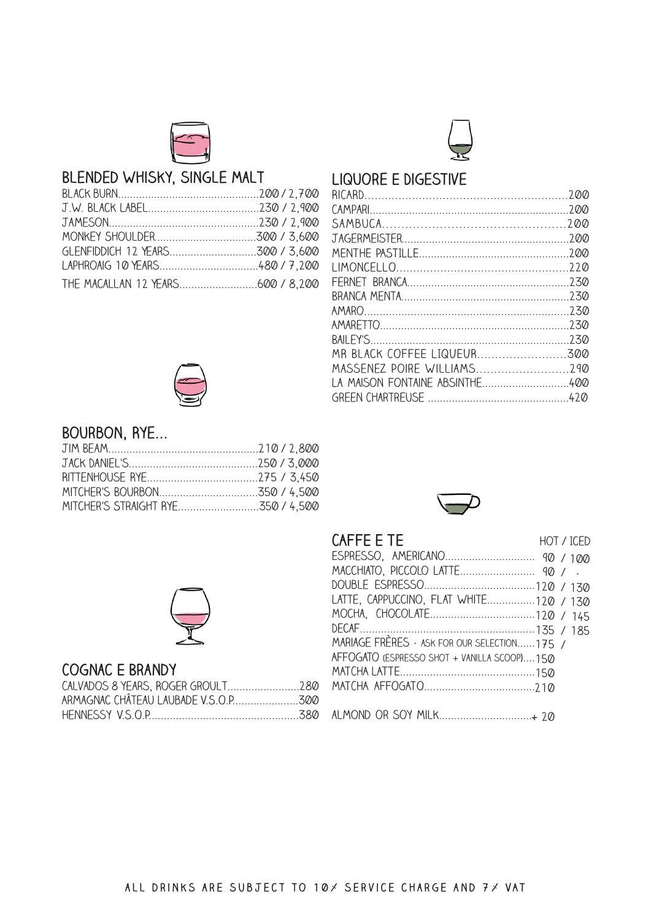## BLENDED WHISKY, SINGLE MALT

| | |
|---|---|
| BLACK BURN | 200 / 2,700 |
| J.W. BLACK LABEL | 230 / 2,900 |
| JAMESON | 230 / 2,900 |
| MONKEY SHOULDER | 300 / 3,600 |
| GLENFIDDICH 12 YEARS | 300 / 3,600 |
| LAPHROAIG 10 YEARS | 480 / 7,200 |
| THE MACALLAN 12 YEARS | 600 / 8,200 |

## BOURBON, RYE...

| | |
|---|---|
| JIM BEAM | 210 / 2,800 |
| JACK DANIEL'S | 250 / 3,000 |
| RITTENHOUSE RYE | 275 / 3,450 |
| MITCHER'S BOURBON | 350 / 4,500 |
| MITCHER'S STRAIGHT RYE | 350 / 4,500 |

## COGNAC E BRANDY

| | |
|---|---|
| CALVADOS 8 YEARS, ROGER GROULT | 280 |
| ARMAGNAC CHÂTEAU LAUBADE V.S.O.P. | 300 |
| HENNESSY V.S.O.P. | 380 |

## LIQUORE E DIGESTIVE

| | |
|---|---|
| RICARD | 200 |
| CAMPARI | 200 |
| SAMBUCA | 200 |
| JAGERMEISTER | 200 |
| MENTHE PASTILLE | 200 |
| LIMONCELLO | 220 |
| FERNET BRANCA | 230 |
| BRANCA MENTA | 230 |
| AMARO | 230 |
| AMARETTO | 230 |
| BAILEY'S | 230 |
| MR BLACK COFFEE LIQUEUR | 300 |
| MASSENEZ POIRE WILLIAMS | 290 |
| LA MAISON FONTAINE ABSINTHE | 400 |
| GREEN CHARTREUSE | 420 |

## CAFFE E TE

| | HOT / ICED |
|---|---|
| ESPRESSO, AMERICANO | 90 / 100 |
| MACCHIATO, PICCOLO LATTE | 90 / - |
| DOUBLE ESPRESSO | 120 / 130 |
| LATTE, CAPPUCCINO, FLAT WHITE | 120 / 130 |
| MOCHA, CHOCOLATE | 120 / 145 |
| DECAF | 135 / 185 |
| MARIAGE FRÈRES - ASK FOR OUR SELECTION | 175 / |
| AFFOGATO (ESPRESSO SHOT + VANILLA SCOOP) | 150 |
| MATCHA LATTE | 150 |
| MATCHA AFFOGATO | 210 |
| ALMOND OR SOY MILK | + 20 |

ALL DRINKS ARE SUBJECT TO 10% SERVICE CHARGE AND 7% VAT